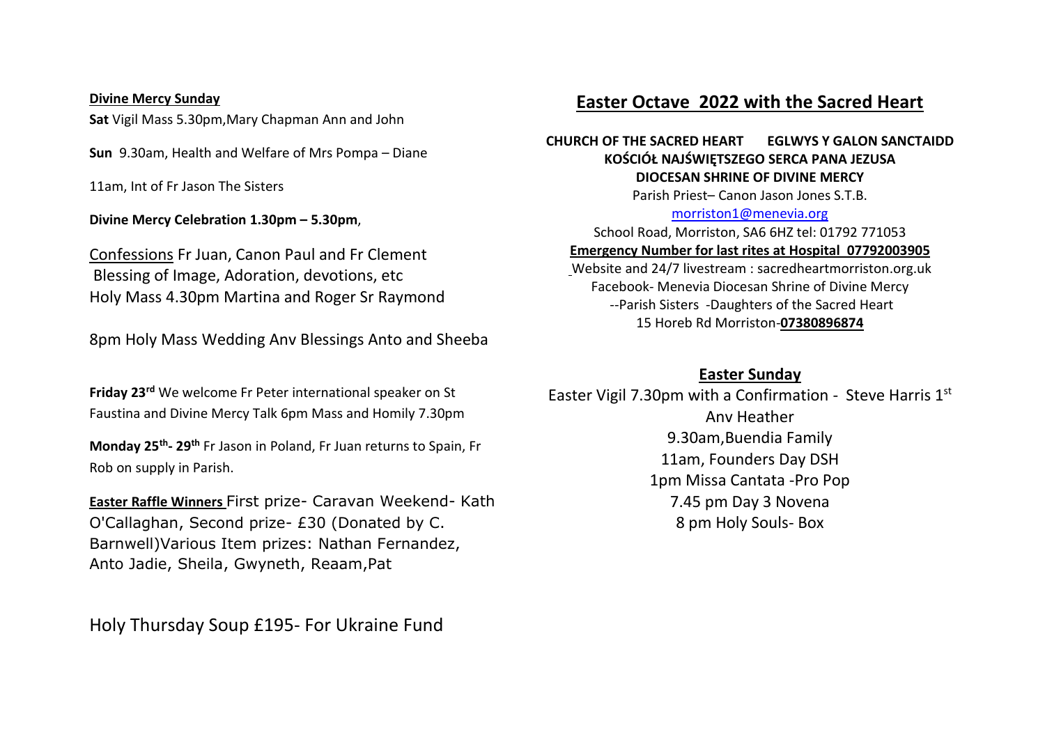# Easter Octave 2022 with the Sacred Heart

**CHURCH OF THE SACRED HEART EGLWYS Y GALON SANCTAIDD**
**KOŚCIÓŁ NAJŚWIĘTSZEGO SERCA PANA JEZUSA**
**DIOCESAN SHRINE OF DIVINE MERCY**

Parish Priest– Canon Jason Jones S.T.B.

morriston1@menevia.org

School Road, Morriston, SA6 6HZ tel: 01792 771053

**Emergency Number for last rites at Hospital 07792003905**

Website and 24/7 livestream : sacredheartmorriston.org.uk

Facebook- Menevia Diocesan Shrine of Divine Mercy

--Parish Sisters -Daughters of the Sacred Heart

15 Horeb Rd Morriston-**07380896874**

## Easter Sunday

Easter Vigil 7.30pm with a Confirmation - Steve Harris 1st Anv Heather

9.30am,Buendia Family

11am, Founders Day DSH

1pm Missa Cantata -Pro Pop

7.45 pm Day 3 Novena

8 pm Holy Souls- Box

## Divine Mercy Sunday

**Sat** Vigil Mass 5.30pm,Mary Chapman Ann and John

**Sun** 9.30am, Health and Welfare of Mrs Pompa – Diane

11am, Int of Fr Jason The Sisters

**Divine Mercy Celebration 1.30pm – 5.30pm**,

Confessions Fr Juan, Canon Paul and Fr Clement
Blessing of Image, Adoration, devotions, etc
Holy Mass 4.30pm Martina and Roger Sr Raymond

8pm Holy Mass Wedding Anv Blessings Anto and Sheeba

**Friday 23rd** We welcome Fr Peter international speaker on St Faustina and Divine Mercy Talk 6pm Mass and Homily 7.30pm

**Monday 25th- 29th** Fr Jason in Poland, Fr Juan returns to Spain, Fr Rob on supply in Parish.

**Easter Raffle Winners** First prize- Caravan Weekend- Kath O'Callaghan, Second prize- £30 (Donated by C. Barnwell)Various Item prizes: Nathan Fernandez, Anto Jadie, Sheila, Gwyneth, Reaam,Pat

Holy Thursday Soup £195- For Ukraine Fund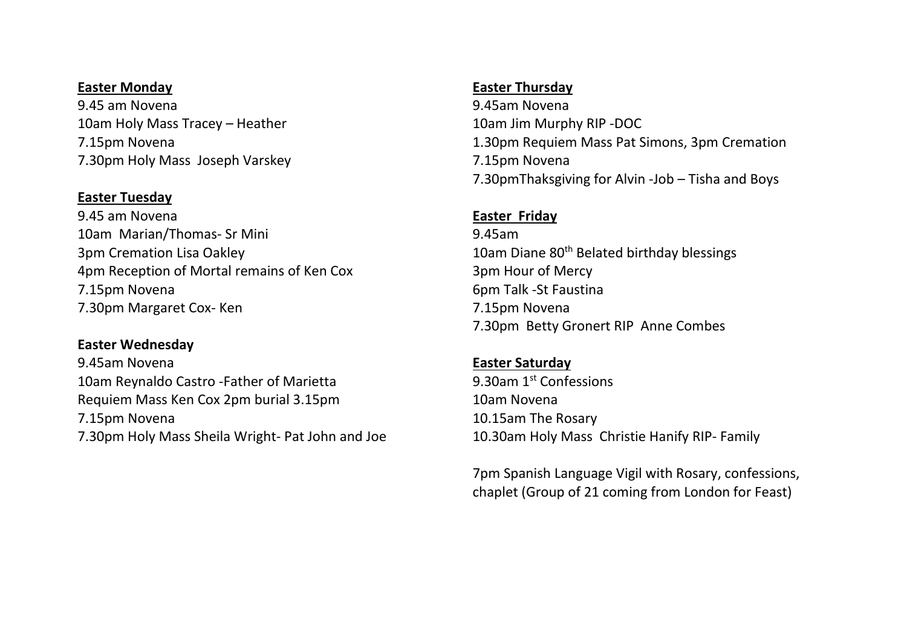## Easter Monday

9.45 am Novena
10am Holy Mass Tracey – Heather
7.15pm Novena
7.30pm Holy Mass Joseph Varskey

## Easter Tuesday

9.45 am Novena
10am Marian/Thomas- Sr Mini
3pm Cremation Lisa Oakley
4pm Reception of Mortal remains of Ken Cox
7.15pm Novena
7.30pm Margaret Cox- Ken

**Easter Wednesday**

9.45am Novena
10am Reynaldo Castro -Father of Marietta
Requiem Mass Ken Cox 2pm burial 3.15pm
7.15pm Novena
7.30pm Holy Mass Sheila Wright- Pat John and Joe

## Easter Thursday

9.45am Novena
10am Jim Murphy RIP -DOC
1.30pm Requiem Mass Pat Simons, 3pm Cremation
7.15pm Novena
7.30pmThaksgiving for Alvin -Job – Tisha and Boys

## Easter Friday

9.45am
10am Diane 80th Belated birthday blessings
3pm Hour of Mercy
6pm Talk -St Faustina
7.15pm Novena
7.30pm Betty Gronert RIP Anne Combes

## Easter Saturday

9.30am 1st Confessions
10am Novena
10.15am The Rosary
10.30am Holy Mass Christie Hanify RIP- Family

7pm Spanish Language Vigil with Rosary, confessions, chaplet (Group of 21 coming from London for Feast)